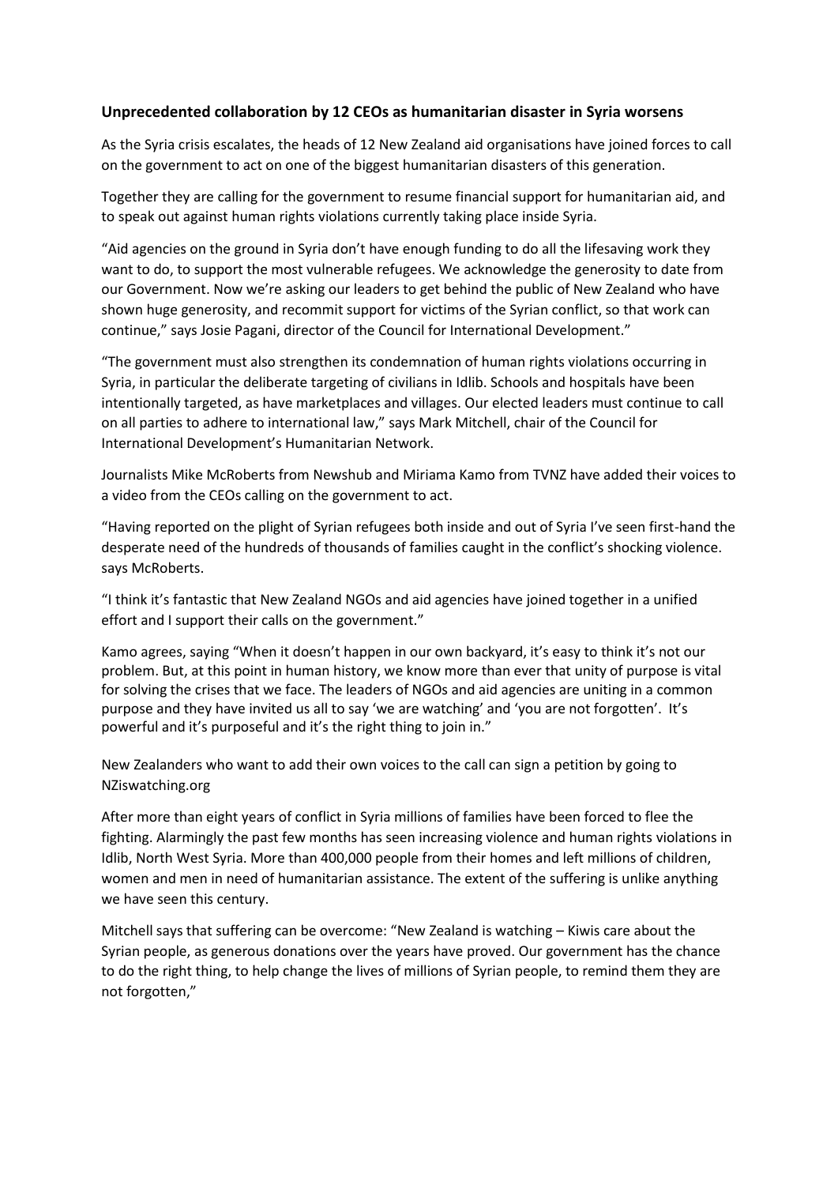**Unprecedented collaboration by 12 CEOs as humanitarian disaster in Syria worsens**

As the Syria crisis escalates, the heads of 12 New Zealand aid organisations have joined forces to call on the government to act on one of the biggest humanitarian disasters of this generation.

Together they are calling for the government to resume financial support for humanitarian aid, and to speak out against human rights violations currently taking place inside Syria.

"Aid agencies on the ground in Syria don't have enough funding to do all the lifesaving work they want to do, to support the most vulnerable refugees. We acknowledge the generosity to date from our Government. Now we're asking our leaders to get behind the public of New Zealand who have shown huge generosity, and recommit support for victims of the Syrian conflict, so that work can continue," says Josie Pagani, director of the Council for International Development."

"The government must also strengthen its condemnation of human rights violations occurring in Syria, in particular the deliberate targeting of civilians in Idlib. Schools and hospitals have been intentionally targeted, as have marketplaces and villages. Our elected leaders must continue to call on all parties to adhere to international law," says Mark Mitchell, chair of the Council for International Development's Humanitarian Network.

Journalists Mike McRoberts from Newshub and Miriama Kamo from TVNZ have added their voices to a video from the CEOs calling on the government to act.

"Having reported on the plight of Syrian refugees both inside and out of Syria I've seen first-hand the desperate need of the hundreds of thousands of families caught in the conflict's shocking violence. says McRoberts.

"I think it's fantastic that New Zealand NGOs and aid agencies have joined together in a unified effort and I support their calls on the government."

Kamo agrees, saying "When it doesn't happen in our own backyard, it's easy to think it's not our problem. But, at this point in human history, we know more than ever that unity of purpose is vital for solving the crises that we face. The leaders of NGOs and aid agencies are uniting in a common purpose and they have invited us all to say 'we are watching' and 'you are not forgotten'. It's powerful and it's purposeful and it's the right thing to join in."

New Zealanders who want to add their own voices to the call can sign a petition by going to NZiswatching.org

After more than eight years of conflict in Syria millions of families have been forced to flee the fighting. Alarmingly the past few months has seen increasing violence and human rights violations in Idlib, North West Syria. More than 400,000 people from their homes and left millions of children, women and men in need of humanitarian assistance. The extent of the suffering is unlike anything we have seen this century.

Mitchell says that suffering can be overcome: "New Zealand is watching – Kiwis care about the Syrian people, as generous donations over the years have proved. Our government has the chance to do the right thing, to help change the lives of millions of Syrian people, to remind them they are not forgotten,"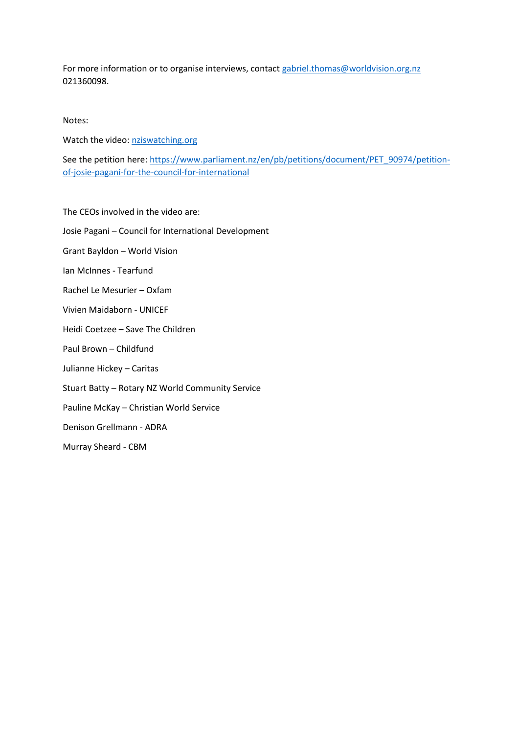For more information or to organise interviews, contact [gabriel.thomas@worldvision.org.nz](mailto:gabriel.thomas@worldvision.org.nz) 021360098.

Notes:

Watch the video: [nziswatching.org](http://nziswatching.org)

See the petition here: [https://www.parliament.nz/en/pb/petitions/document/PET_90974/petition-of-josie-pagani-for-the-council-for-international](https://www.parliament.nz/en/pb/petitions/document/PET_90974/petition-of-josie-pagani-for-the-council-for-international)

The CEOs involved in the video are:

Josie Pagani – Council for International Development

Grant Bayldon – World Vision

Ian McInnes - Tearfund

Rachel Le Mesurier – Oxfam

Vivien Maidaborn - UNICEF

Heidi Coetzee – Save The Children

Paul Brown – Childfund

Julianne Hickey – Caritas

Stuart Batty – Rotary NZ World Community Service

Pauline McKay – Christian World Service

Denison Grellmann - ADRA

Murray Sheard - CBM